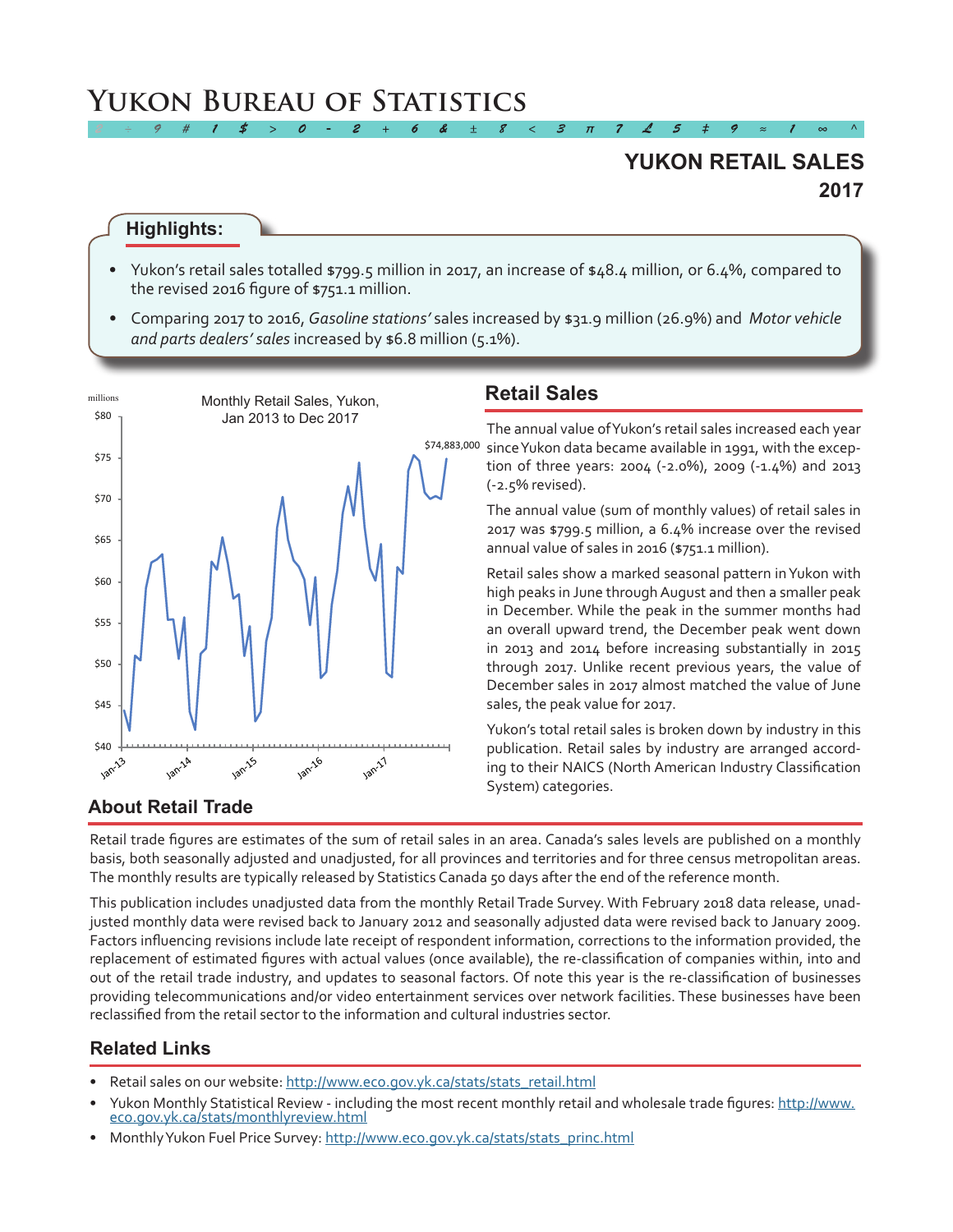# Yukon Bureau of Statistics

## YUKON RETAIL SALES 2017

### Highlights:

- Yukon's retail sales totalled $799.5 million in 2017, an increase of $48.4 million, or 6.4%, compared to the revised 2016 figure of $751.1 million.
- Comparing 2017 to 2016, *Gasoline stations'* sales increased by $31.9 million (26.9%) and *Motor vehicle and parts dealers' sales* increased by $6.8 million (5.1%).

Monthly Retail Sales, Yukon, Jan 2013 to Dec 2017

## Retail Sales

The annual value of Yukon's retail sales increased each year since Yukon data became available in 1991, with the exception of three years: 2004 (-2.0%), 2009 (-1.4%) and 2013 (-2.5% revised).

The annual value (sum of monthly values) of retail sales in 2017 was $799.5 million, a 6.4% increase over the revised annual value of sales in 2016 ($751.1 million).

Retail sales show a marked seasonal pattern in Yukon with high peaks in June through August and then a smaller peak in December. While the peak in the summer months had an overall upward trend, the December peak went down in 2013 and 2014 before increasing substantially in 2015 through 2017. Unlike recent previous years, the value of December sales in 2017 almost matched the value of June sales, the peak value for 2017.

Yukon's total retail sales is broken down by industry in this publication. Retail sales by industry are arranged according to their NAICS (North American Industry Classification System) categories.

## About Retail Trade

Retail trade figures are estimates of the sum of retail sales in an area. Canada's sales levels are published on a monthly basis, both seasonally adjusted and unadjusted, for all provinces and territories and for three census metropolitan areas. The monthly results are typically released by Statistics Canada 50 days after the end of the reference month.

This publication includes unadjusted data from the monthly Retail Trade Survey. With February 2018 data release, unadjusted monthly data were revised back to January 2012 and seasonally adjusted data were revised back to January 2009. Factors influencing revisions include late receipt of respondent information, corrections to the information provided, the replacement of estimated figures with actual values (once available), the re-classification of companies within, into and out of the retail trade industry, and updates to seasonal factors. Of note this year is the re-classification of businesses providing telecommunications and/or video entertainment services over network facilities. These businesses have been reclassified from the retail sector to the information and cultural industries sector.

## Related Links

- Retail sales on our website: http://www.eco.gov.yk.ca/stats/stats_retail.html
- Yukon Monthly Statistical Review - including the most recent monthly retail and wholesale trade figures: http://www.eco.gov.yk.ca/stats/monthlyreview.html
- Monthly Yukon Fuel Price Survey: http://www.eco.gov.yk.ca/stats/stats_princ.html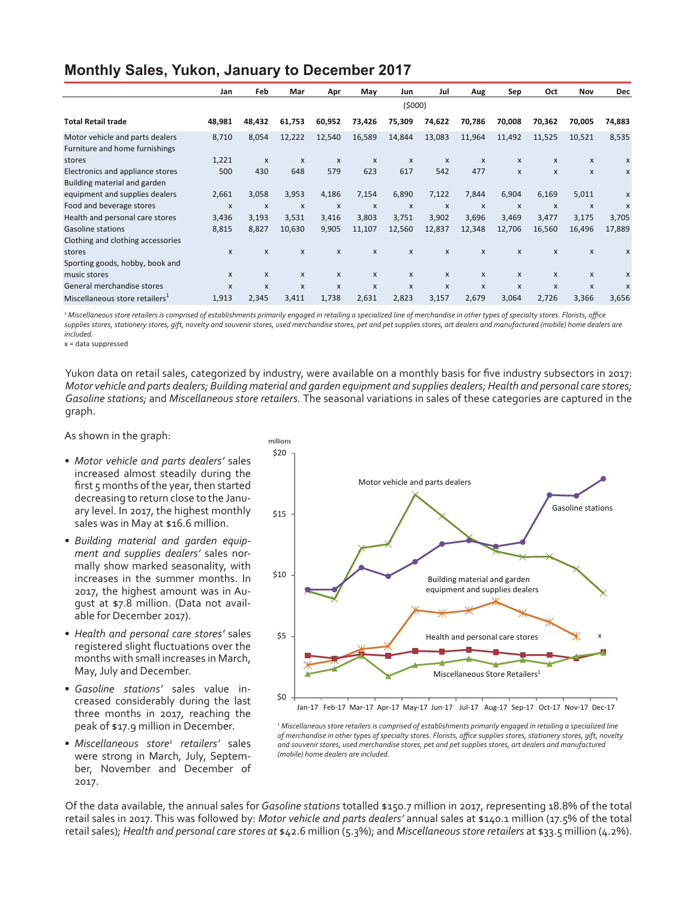## Monthly Sales, Yukon, January to December 2017

| | Jan | Feb | Mar | Apr | May | Jun | Jul | Aug | Sep | Oct | Nov | Dec |
|---|---|---|---|---|---|---|---|---|---|---|---|---|
| | | | | | | ($000) | | | | | | |
| **Total Retail trade** | **48,981** | **48,432** | **61,753** | **60,952** | **73,426** | **75,309** | **74,622** | **70,786** | **70,008** | **70,362** | **70,005** | **74,883** |
| Motor vehicle and parts dealers | 8,710 | 8,054 | 12,222 | 12,540 | 16,589 | 14,844 | 13,083 | 11,964 | 11,492 | 11,525 | 10,521 | 8,535 |
| Furniture and home furnishings stores | 1,221 | x | x | x | x | x | x | x | x | x | x | x |
| Electronics and appliance stores | 500 | 430 | 648 | 579 | 623 | 617 | 542 | 477 | x | x | x | x |
| Building material and garden equipment and supplies dealers | 2,661 | 3,058 | 3,953 | 4,186 | 7,154 | 6,890 | 7,122 | 7,844 | 6,904 | 6,169 | 5,011 | x |
| Food and beverage stores | x | x | x | x | x | x | x | x | x | x | x | x |
| Health and personal care stores | 3,436 | 3,193 | 3,531 | 3,416 | 3,803 | 3,751 | 3,902 | 3,696 | 3,469 | 3,477 | 3,175 | 3,705 |
| Gasoline stations | 8,815 | 8,827 | 10,630 | 9,905 | 11,107 | 12,560 | 12,837 | 12,348 | 12,706 | 16,560 | 16,496 | 17,889 |
| Clothing and clothing accessories stores | x | x | x | x | x | x | x | x | x | x | x | x |
| Sporting goods, hobby, book and music stores | x | x | x | x | x | x | x | x | x | x | x | x |
| General merchandise stores | x | x | x | x | x | x | x | x | x | x | x | x |
| Miscellaneous store retailers[1] | 1,913 | 2,345 | 3,411 | 1,738 | 2,631 | 2,823 | 3,157 | 2,679 | 3,064 | 2,726 | 3,366 | 3,656 |

[1] *Miscellaneous store retailers is comprised of establishments primarily engaged in retailing a specialized line of merchandise in other types of specialty stores. Florists, office supplies stores, stationery stores, gift, novelty and souvenir stores, used merchandise stores, pet and pet supplies stores, art dealers and manufactured (mobile) home dealers are included.*

x = data suppressed

Yukon data on retail sales, categorized by industry, were available on a monthly basis for five industry subsectors in 2017: *Motor vehicle and parts dealers; Building material and garden equipment and supplies dealers; Health and personal care stores; Gasoline stations;* and *Miscellaneous store retailers.* The seasonal variations in sales of these categories are captured in the graph.

As shown in the graph:

- *Motor vehicle and parts dealers'* sales increased almost steadily during the first 5 months of the year, then started decreasing to return close to the January level. In 2017, the highest monthly sales was in May at $16.6 million.
- *Building material and garden equipment and supplies dealers'* sales normally show marked seasonality, with increases in the summer months. In 2017, the highest amount was in August at $7.8 million. (Data not available for December 2017).
- *Health and personal care stores'* sales registered slight fluctuations over the months with small increases in March, May, July and December.
- *Gasoline stations'* sales value increased considerably during the last three months in 2017, reaching the peak of $17.9 million in December.
- *Miscellaneous store[1] retailers'* sales were strong in March, July, September, November and December of 2017.

[1] *Miscellaneous store retailers is comprised of establishments primarily engaged in retailing a specialized line of merchandise in other types of specialty stores. Florists, office supplies stores, stationery stores, gift, novelty and souvenir stores, used merchandise stores, pet and pet supplies stores, art dealers and manufactured (mobile) home dealers are included.*

Of the data available, the annual sales for *Gasoline stations* totalled $150.7 million in 2017, representing 18.8% of the total retail sales in 2017. This was followed by: *Motor vehicle and parts dealers'* annual sales at $140.1 million (17.5% of the total retail sales)*; Health and personal care stores at* $42.6 million (5.3%); and *Miscellaneous store retailers* at $33.5 million (4.2%).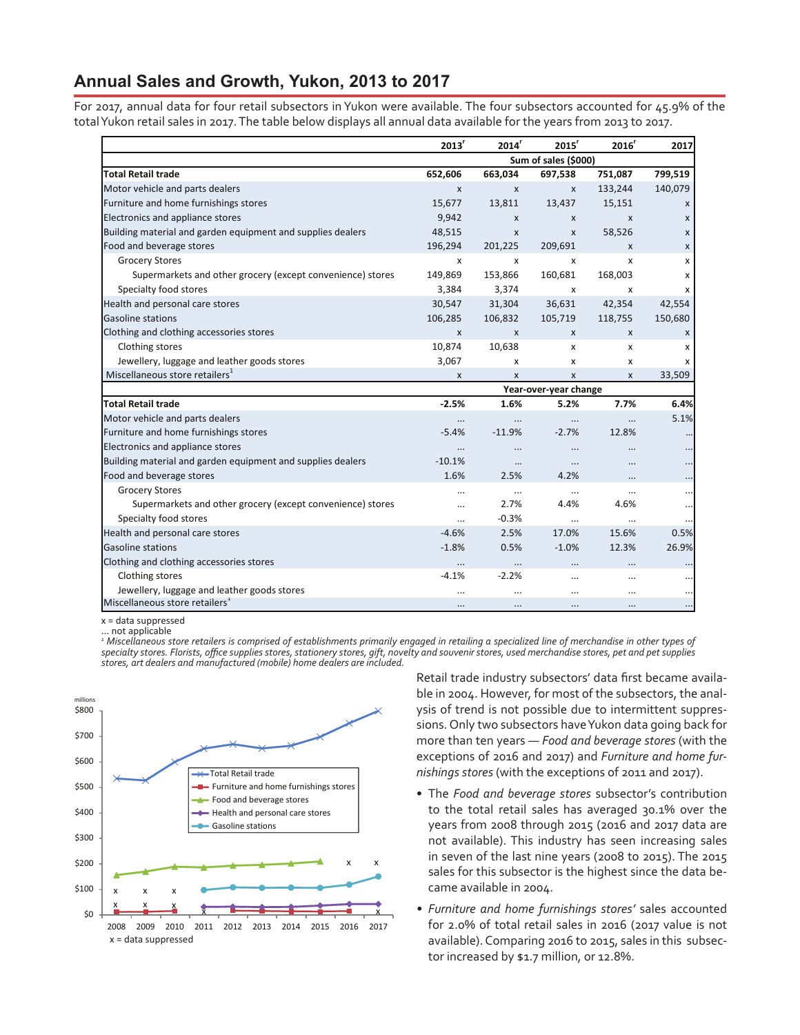## Annual Sales and Growth, Yukon, 2013 to 2017

For 2017, annual data for four retail subsectors in Yukon were available. The four subsectors accounted for 45.9% of the total Yukon retail sales in 2017. The table below displays all annual data available for the years from 2013 to 2017.

| | 2013[r] | 2014[r] | 2015[r] | 2016[r] | 2017 |
|---|---|---|---|---|---|
| | Sum of sales ($000) | | | | |
| **Total Retail trade** | **652,606** | **663,034** | **697,538** | **751,087** | **799,519** |
| Motor vehicle and parts dealers | x | x | x | 133,244 | 140,079 |
| Furniture and home furnishings stores | 15,677 | 13,811 | 13,437 | 15,151 | x |
| Electronics and appliance stores | 9,942 | x | x | x | x |
| Building material and garden equipment and supplies dealers | 48,515 | x | x | 58,526 | x |
| Food and beverage stores | 196,294 | 201,225 | 209,691 | x | x |
| Grocery Stores | x | x | x | x | x |
| Supermarkets and other grocery (except convenience) stores | 149,869 | 153,866 | 160,681 | 168,003 | x |
| Specialty food stores | 3,384 | 3,374 | x | x | x |
| Health and personal care stores | 30,547 | 31,304 | 36,631 | 42,354 | 42,554 |
| Gasoline stations | 106,285 | 106,832 | 105,719 | 118,755 | 150,680 |
| Clothing and clothing accessories stores | x | x | x | x | x |
| Clothing stores | 10,874 | 10,638 | x | x | x |
| Jewellery, luggage and leather goods stores | 3,067 | x | x | x | x |
| Miscellaneous store retailers[1] | x | x | x | x | 33,509 |
| | Year-over-year change | | | | |
| **Total Retail trade** | **-2.5%** | **1.6%** | **5.2%** | **7.7%** | **6.4%** |
| Motor vehicle and parts dealers | ... | ... | ... | ... | 5.1% |
| Furniture and home furnishings stores | -5.4% | -11.9% | -2.7% | 12.8% | ... |
| Electronics and appliance stores | ... | ... | ... | ... | ... |
| Building material and garden equipment and supplies dealers | -10.1% | ... | ... | ... | ... |
| Food and beverage stores | 1.6% | 2.5% | 4.2% | ... | ... |
| Grocery Stores | ... | ... | ... | ... | ... |
| Supermarkets and other grocery (except convenience) stores | ... | 2.7% | 4.4% | 4.6% | ... |
| Specialty food stores | ... | -0.3% | ... | ... | ... |
| Health and personal care stores | -4.6% | 2.5% | 17.0% | 15.6% | 0.5% |
| Gasoline stations | -1.8% | 0.5% | -1.0% | 12.3% | 26.9% |
| Clothing and clothing accessories stores | ... | ... | ... | ... | ... |
| Clothing stores | -4.1% | -2.2% | ... | ... | ... |
| Jewellery, luggage and leather goods stores | ... | ... | ... | ... | ... |
| Miscellaneous store retailers[1] | ... | ... | ... | ... | ... |

x = data suppressed
... not applicable
[1] *Miscellaneous store retailers is comprised of establishments primarily engaged in retailing a specialized line of merchandise in other types of specialty stores. Florists, office supplies stores, stationery stores, gift, novelty and souvenir stores, used merchandise stores, pet and pet supplies stores, art dealers and manufactured (mobile) home dealers are included.*

x = data suppressed

Retail trade industry subsectors' data first became available in 2004. However, for most of the subsectors, the analysis of trend is not possible due to intermittent suppressions. Only two subsectors have Yukon data going back for more than ten years — *Food and beverage stores* (with the exceptions of 2016 and 2017) and *Furniture and home furnishings stores* (with the exceptions of 2011 and 2017).

- The *Food and beverage stores* subsector's contribution to the total retail sales has averaged 30.1% over the years from 2008 through 2015 (2016 and 2017 data are not available). This industry has seen increasing sales in seven of the last nine years (2008 to 2015). The 2015 sales for this subsector is the highest since the data became available in 2004.
- *Furniture and home furnishings stores'* sales accounted for 2.0% of total retail sales in 2016 (2017 value is not available). Comparing 2016 to 2015, sales in this subsector increased by $1.7 million, or 12.8%.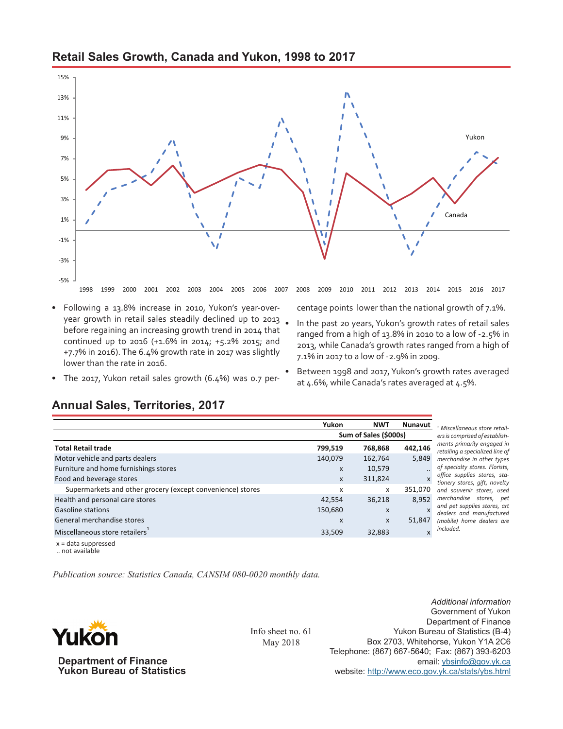## Retail Sales Growth, Canada and Yukon, 1998 to 2017

15%
13%
11%
9%
7%
5%
3%
1%
-1%
-3%
-5%

1998 1999 2000 2001 2002 2003 2004 2005 2006 2007 2008 2009 2010 2011 2012 2013 2014 2015 2016 2017

Yukon

Canada

- Following a 13.8% increase in 2010, Yukon's year-over-year growth in retail sales steadily declined up to 2013 before regaining an increasing growth trend in 2014 that continued up to 2016 (+1.6% in 2014; +5.2% 2015; and +7.7% in 2016). The 6.4% growth rate in 2017 was slightly lower than the rate in 2016.
- The 2017, Yukon retail sales growth (6.4%) was 0.7 percentage points lower than the national growth of 7.1%.
- In the past 20 years, Yukon's growth rates of retail sales ranged from a high of 13.8% in 2010 to a low of -2.5% in 2013, while Canada's growth rates ranged from a high of 7.1% in 2017 to a low of -2.9% in 2009.
- Between 1998 and 2017, Yukon's growth rates averaged at 4.6%, while Canada's rates averaged at 4.5%.

## Annual Sales, Territories, 2017

| | Yukon | NWT | Nunavut |
|---|---|---|---|
| | Sum of Sales ($000s) | | |
| **Total Retail trade** | **799,519** | **768,868** | **442,146** |
| Motor vehicle and parts dealers | 140,079 | 162,764 | 5,849 |
| Furniture and home furnishings stores | x | 10,579 | .. |
| Food and beverage stores | x | 311,824 | x |
| Supermarkets and other grocery (except convenience) stores | x | x | 351,070 |
| Health and personal care stores | 42,554 | 36,218 | 8,952 |
| Gasoline stations | 150,680 | x | x |
| General merchandise stores | x | x | 51,847 |
| Miscellaneous store retailers[1] | 33,509 | 32,883 | x |

x = data suppressed
.. not available

*[1] Miscellaneous store retailers is comprised of establishments primarily engaged in retailing a specialized line of merchandise in other types of specialty stores. Florists, office supplies stores, stationery stores, gift, novelty and souvenir stores, used merchandise stores, pet and pet supplies stores, art dealers and manufactured (mobile) home dealers are included.*

*Publication source: Statistics Canada, CANSIM 080-0020 monthly data.*

Yukon
**Department of Finance**
**Yukon Bureau of Statistics**

Info sheet no. 61
May 2018

*Additional information*
Government of Yukon
Department of Finance
Yukon Bureau of Statistics (B-4)
Box 2703, Whitehorse, Yukon Y1A 2C6
Telephone: (867) 667-5640; Fax: (867) 393-6203
email: ybsinfo@gov.yk.ca
website: http://www.eco.gov.yk.ca/stats/ybs.html